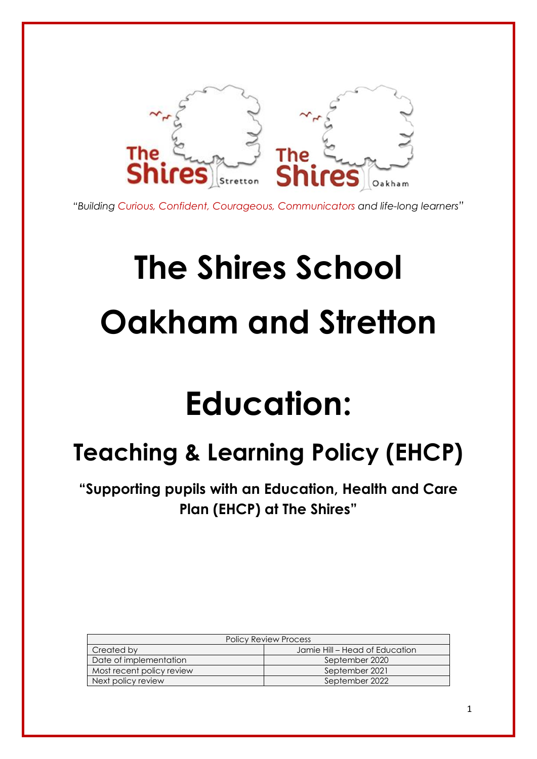*"Building Curious, Confident, Courageous, Communicators and life-long learners"*

# The Shires School

# Oakham and Stretton

# Education:

## Teaching & Learning Policy (EHCP)

**"Supporting pupils with an Education, Health and Care Plan (EHCP) at The Shires"**

| Policy Review Process | |
|---|---|
| Created by | Jamie Hill – Head of Education |
| Date of implementation | September 2020 |
| Most recent policy review | September 2021 |
| Next policy review | September 2022 |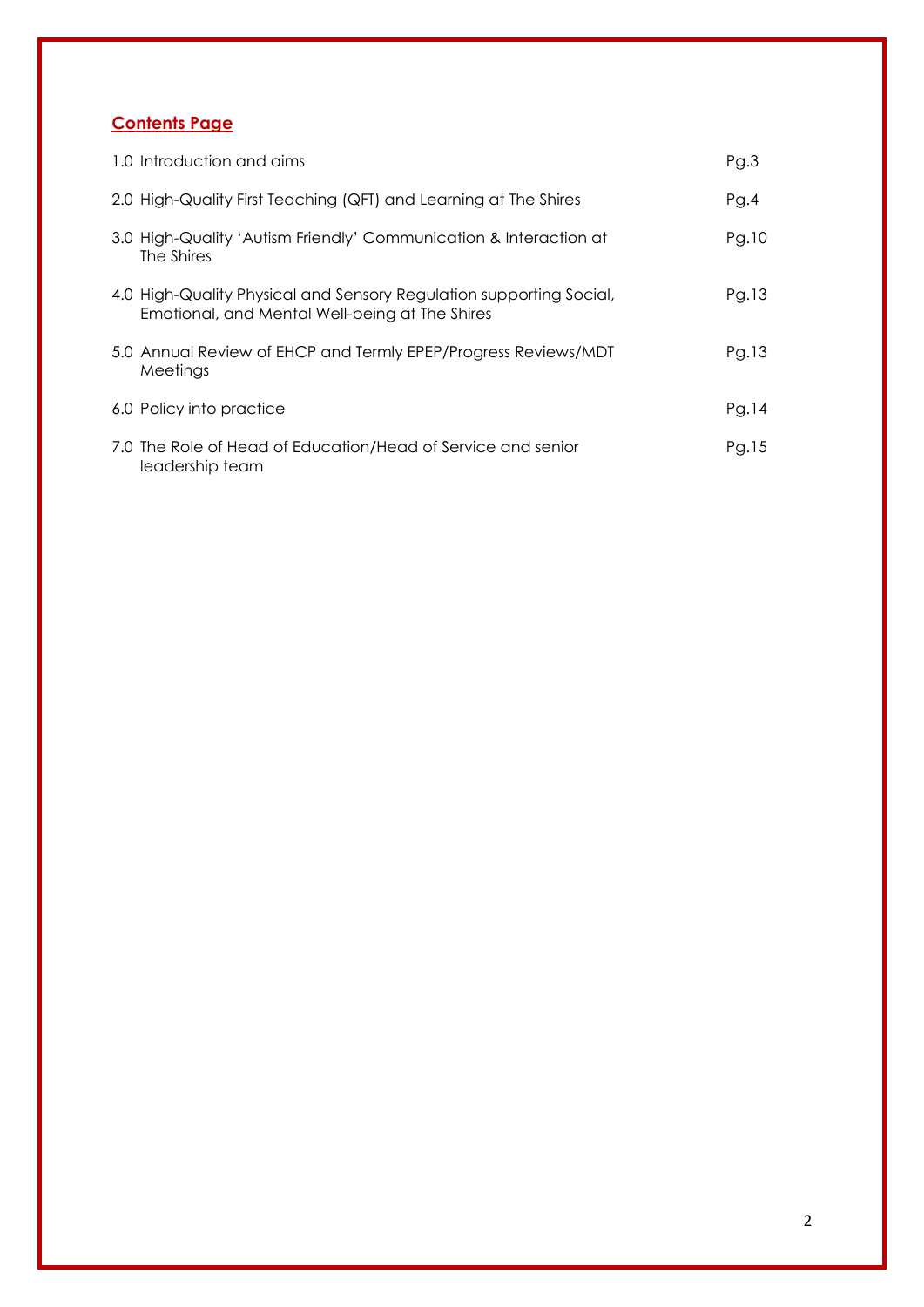## **Contents Page**

| | |
|---|---|
| 1.0 Introduction and aims | Pg.3 |
| 2.0 High-Quality First Teaching (QFT) and Learning at The Shires | Pg.4 |
| 3.0 High-Quality 'Autism Friendly' Communication & Interaction at The Shires | Pg.10 |
| 4.0 High-Quality Physical and Sensory Regulation supporting Social, Emotional, and Mental Well-being at The Shires | Pg.13 |
| 5.0 Annual Review of EHCP and Termly EPEP/Progress Reviews/MDT Meetings | Pg.13 |
| 6.0 Policy into practice | Pg.14 |
| 7.0 The Role of Head of Education/Head of Service and senior leadership team | Pg.15 |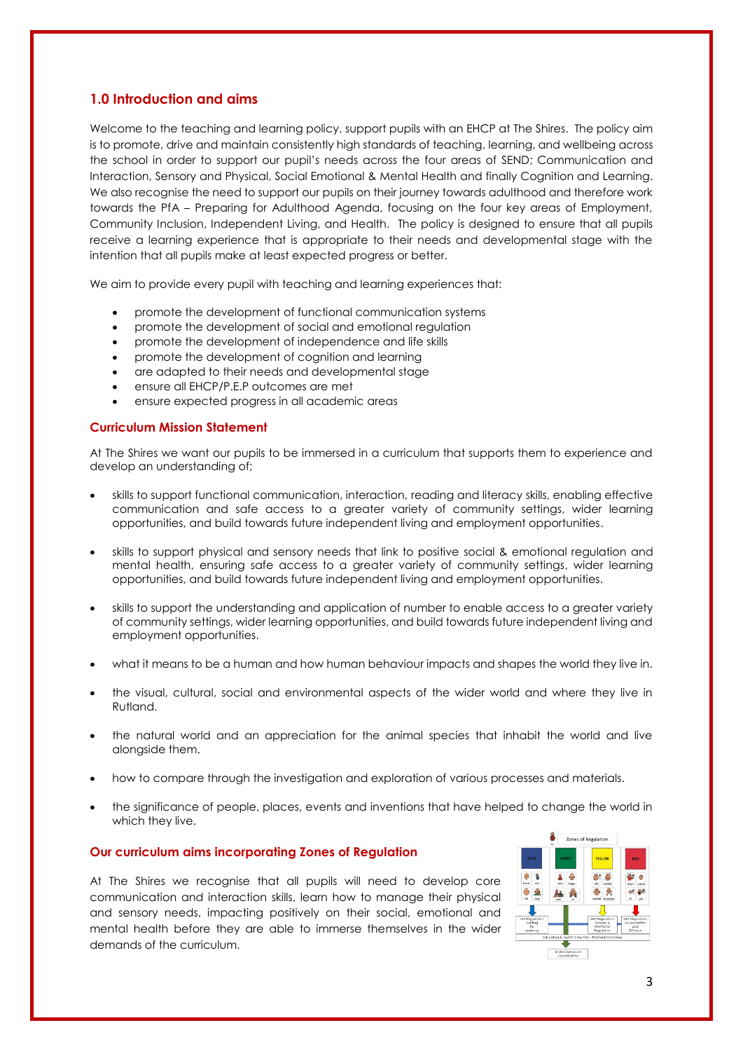## 1.0 Introduction and aims

Welcome to the teaching and learning policy, support pupils with an EHCP at The Shires. The policy aim is to promote, drive and maintain consistently high standards of teaching, learning, and wellbeing across the school in order to support our pupil's needs across the four areas of SEND; Communication and Interaction, Sensory and Physical, Social Emotional & Mental Health and finally Cognition and Learning. We also recognise the need to support our pupils on their journey towards adulthood and therefore work towards the PfA – Preparing for Adulthood Agenda, focusing on the four key areas of Employment, Community Inclusion, Independent Living, and Health. The policy is designed to ensure that all pupils receive a learning experience that is appropriate to their needs and developmental stage with the intention that all pupils make at least expected progress or better.

We aim to provide every pupil with teaching and learning experiences that:

- promote the development of functional communication systems
- promote the development of social and emotional regulation
- promote the development of independence and life skills
- promote the development of cognition and learning
- are adapted to their needs and developmental stage
- ensure all EHCP/P.E.P outcomes are met
- ensure expected progress in all academic areas

### Curriculum Mission Statement

At The Shires we want our pupils to be immersed in a curriculum that supports them to experience and develop an understanding of;

- skills to support functional communication, interaction, reading and literacy skills, enabling effective communication and safe access to a greater variety of community settings, wider learning opportunities, and build towards future independent living and employment opportunities.
- skills to support physical and sensory needs that link to positive social & emotional regulation and mental health, ensuring safe access to a greater variety of community settings, wider learning opportunities, and build towards future independent living and employment opportunities.
- skills to support the understanding and application of number to enable access to a greater variety of community settings, wider learning opportunities, and build towards future independent living and employment opportunities.
- what it means to be a human and how human behaviour impacts and shapes the world they live in.
- the visual, cultural, social and environmental aspects of the wider world and where they live in Rutland.
- the natural world and an appreciation for the animal species that inhabit the world and live alongside them.
- how to compare through the investigation and exploration of various processes and materials.
- the significance of people, places, events and inventions that have helped to change the world in which they live.

### Our curriculum aims incorporating Zones of Regulation

At The Shires we recognise that all pupils will need to develop core communication and interaction skills, learn how to manage their physical and sensory needs, impacting positively on their social, emotional and mental health before they are able to immerse themselves in the wider demands of the curriculum.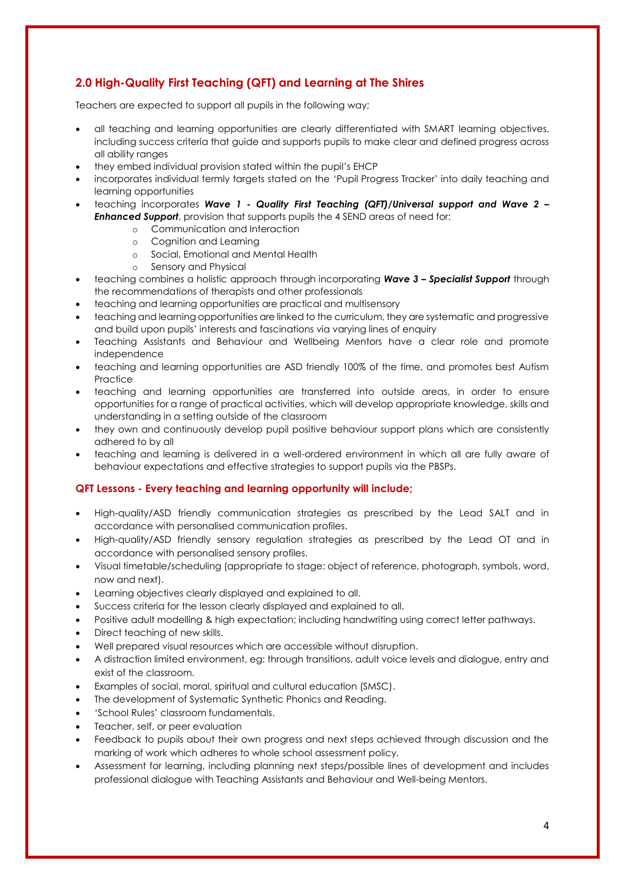## 2.0 High-Quality First Teaching (QFT) and Learning at The Shires

Teachers are expected to support all pupils in the following way;

- all teaching and learning opportunities are clearly differentiated with SMART learning objectives, including success criteria that guide and supports pupils to make clear and defined progress across all ability ranges
- they embed individual provision stated within the pupil's EHCP
- incorporates individual termly targets stated on the 'Pupil Progress Tracker' into daily teaching and learning opportunities
- teaching incorporates ***Wave 1 - Quality First Teaching (QFT)/Universal support and Wave 2 – Enhanced Support***, provision that supports pupils the 4 SEND areas of need for:
    - Communication and Interaction
    - Cognition and Learning
    - Social, Emotional and Mental Health
    - Sensory and Physical
- teaching combines a holistic approach through incorporating ***Wave 3 – Specialist Support*** through the recommendations of therapists and other professionals
- teaching and learning opportunities are practical and multisensory
- teaching and learning opportunities are linked to the curriculum, they are systematic and progressive and build upon pupils' interests and fascinations via varying lines of enquiry
- Teaching Assistants and Behaviour and Wellbeing Mentors have a clear role and promote independence
- teaching and learning opportunities are ASD friendly 100% of the time, and promotes best Autism Practice
- teaching and learning opportunities are transferred into outside areas, in order to ensure opportunities for a range of practical activities, which will develop appropriate knowledge, skills and understanding in a setting outside of the classroom
- they own and continuously develop pupil positive behaviour support plans which are consistently adhered to by all
- teaching and learning is delivered in a well-ordered environment in which all are fully aware of behaviour expectations and effective strategies to support pupils via the PBSPs.

### QFT Lessons - Every teaching and learning opportunity will include;

- High-quality/ASD friendly communication strategies as prescribed by the Lead SALT and in accordance with personalised communication profiles.
- High-quality/ASD friendly sensory regulation strategies as prescribed by the Lead OT and in accordance with personalised sensory profiles.
- Visual timetable/scheduling (appropriate to stage: object of reference, photograph, symbols, word, now and next).
- Learning objectives clearly displayed and explained to all.
- Success criteria for the lesson clearly displayed and explained to all.
- Positive adult modelling & high expectation; including handwriting using correct letter pathways.
- Direct teaching of new skills.
- Well prepared visual resources which are accessible without disruption.
- A distraction limited environment, eg: through transitions, adult voice levels and dialogue, entry and exist of the classroom.
- Examples of social, moral, spiritual and cultural education (SMSC).
- The development of Systematic Synthetic Phonics and Reading.
- 'School Rules' classroom fundamentals.
- Teacher, self, or peer evaluation
- Feedback to pupils about their own progress and next steps achieved through discussion and the marking of work which adheres to whole school assessment policy.
- Assessment for learning, including planning next steps/possible lines of development and includes professional dialogue with Teaching Assistants and Behaviour and Well-being Mentors.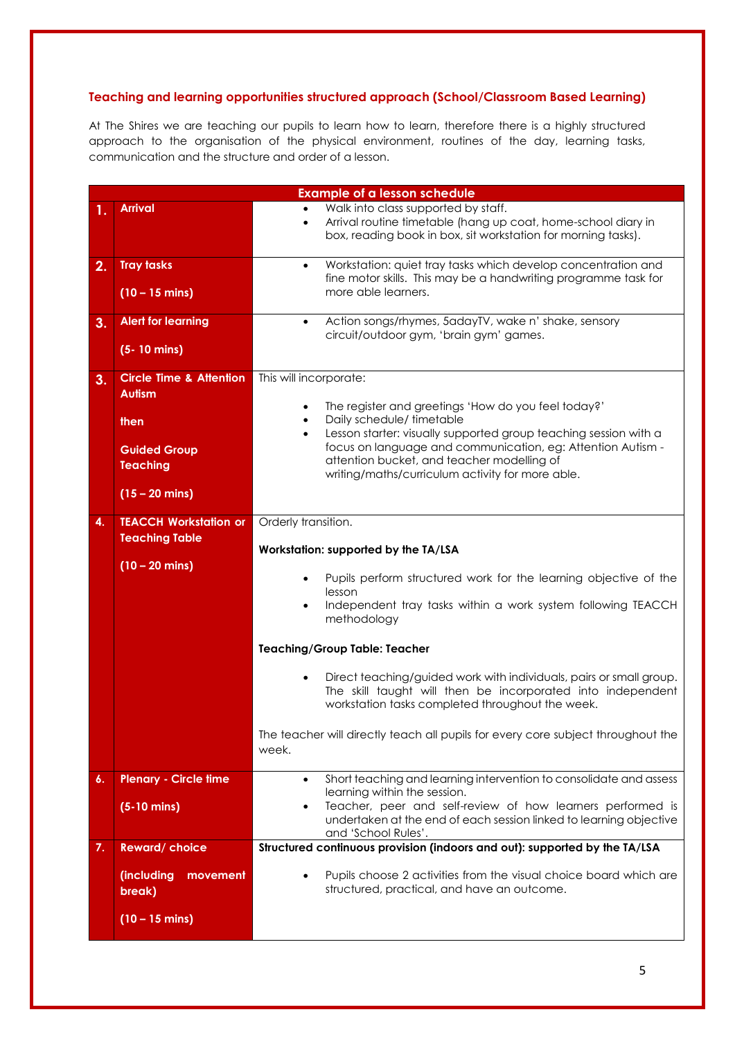### Teaching and learning opportunities structured approach (School/Classroom Based Learning)

At The Shires we are teaching our pupils to learn how to learn, therefore there is a highly structured approach to the organisation of the physical environment, routines of the day, learning tasks, communication and the structure and order of a lesson.

| Example of a lesson schedule | | |
|---|---|---|
| **1.** | **Arrival** | • Walk into class supported by staff.<br>• Arrival routine timetable (hang up coat, home-school diary in box, reading book in box, sit workstation for morning tasks). |
| **2.** | **Tray tasks**<br><br>**(10 – 15 mins)** | • Workstation: quiet tray tasks which develop concentration and fine motor skills. This may be a handwriting programme task for more able learners. |
| **3.** | **Alert for learning**<br><br>**(5- 10 mins)** | • Action songs/rhymes, 5adayTV, wake n' shake, sensory circuit/outdoor gym, 'brain gym' games. |
| **3.** | **Circle Time & Attention Autism**<br><br>**then**<br><br>**Guided Group Teaching**<br><br>**(15 – 20 mins)** | This will incorporate:<br>• The register and greetings 'How do you feel today?'<br>• Daily schedule/ timetable<br>• Lesson starter: visually supported group teaching session with a focus on language and communication, eg: Attention Autism - attention bucket, and teacher modelling of writing/maths/curriculum activity for more able. |
| **4.** | **TEACCH Workstation or Teaching Table**<br><br>**(10 – 20 mins)** | Orderly transition.<br><br>**Workstation: supported by the TA/LSA**<br>• Pupils perform structured work for the learning objective of the lesson<br>• Independent tray tasks within a work system following TEACCH methodology<br><br>**Teaching/Group Table: Teacher**<br>• Direct teaching/guided work with individuals, pairs or small group. The skill taught will then be incorporated into independent workstation tasks completed throughout the week.<br><br>The teacher will directly teach all pupils for every core subject throughout the week. |
| **6.** | **Plenary - Circle time**<br><br>**(5-10 mins)** | • Short teaching and learning intervention to consolidate and assess learning within the session.<br>• Teacher, peer and self-review of how learners performed is undertaken at the end of each session linked to learning objective and 'School Rules'. |
| **7.** | **Reward/ choice**<br><br>**(including movement break)**<br><br>**(10 – 15 mins)** | **Structured continuous provision (indoors and out): supported by the TA/LSA**<br>• Pupils choose 2 activities from the visual choice board which are structured, practical, and have an outcome. |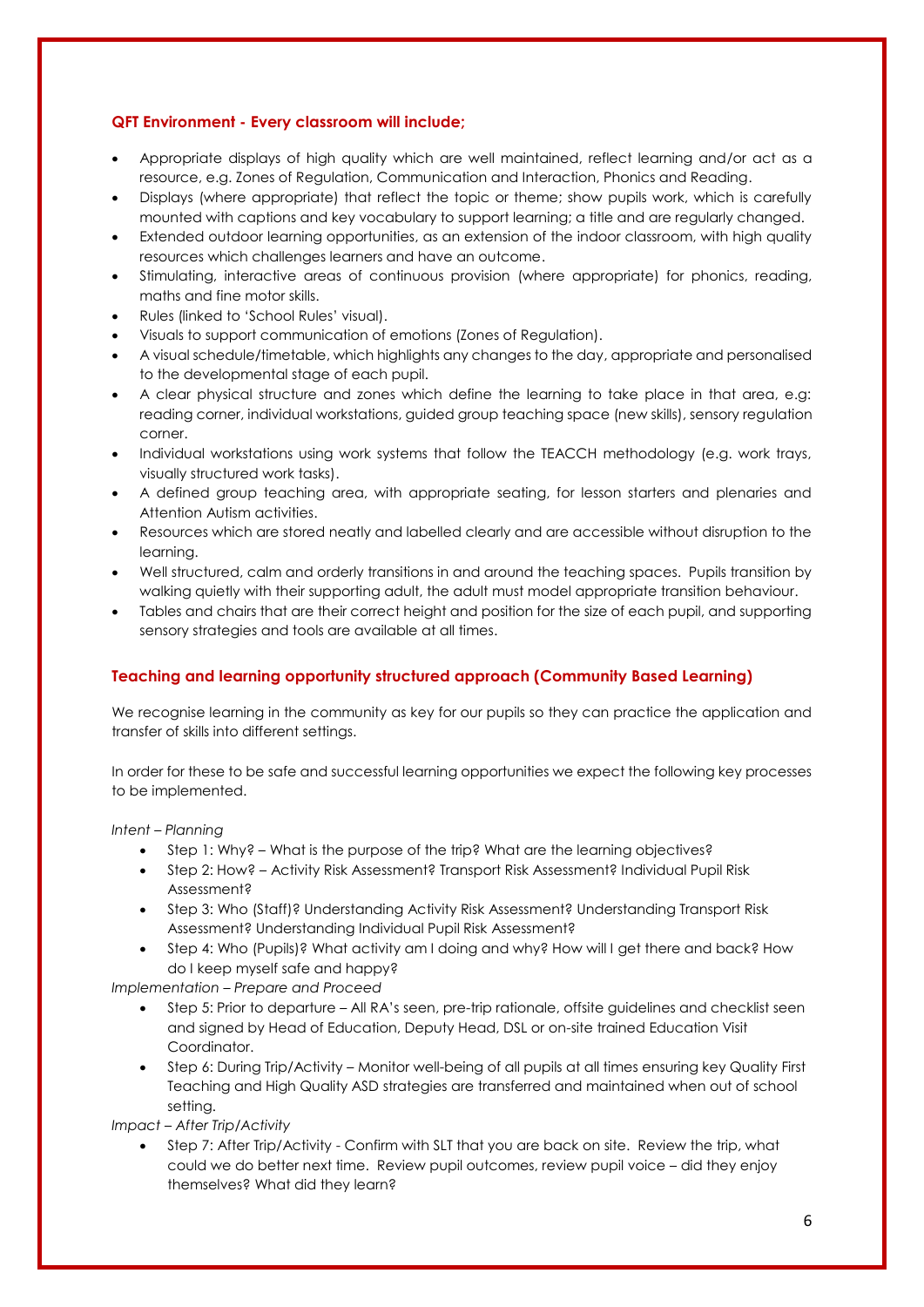## QFT Environment - Every classroom will include;

- Appropriate displays of high quality which are well maintained, reflect learning and/or act as a resource, e.g. Zones of Regulation, Communication and Interaction, Phonics and Reading.
- Displays (where appropriate) that reflect the topic or theme; show pupils work, which is carefully mounted with captions and key vocabulary to support learning; a title and are regularly changed.
- Extended outdoor learning opportunities, as an extension of the indoor classroom, with high quality resources which challenges learners and have an outcome.
- Stimulating, interactive areas of continuous provision (where appropriate) for phonics, reading, maths and fine motor skills.
- Rules (linked to 'School Rules' visual).
- Visuals to support communication of emotions (Zones of Regulation).
- A visual schedule/timetable, which highlights any changes to the day, appropriate and personalised to the developmental stage of each pupil.
- A clear physical structure and zones which define the learning to take place in that area, e.g: reading corner, individual workstations, guided group teaching space (new skills), sensory regulation corner.
- Individual workstations using work systems that follow the TEACCH methodology (e.g. work trays, visually structured work tasks).
- A defined group teaching area, with appropriate seating, for lesson starters and plenaries and Attention Autism activities.
- Resources which are stored neatly and labelled clearly and are accessible without disruption to the learning.
- Well structured, calm and orderly transitions in and around the teaching spaces. Pupils transition by walking quietly with their supporting adult, the adult must model appropriate transition behaviour.
- Tables and chairs that are their correct height and position for the size of each pupil, and supporting sensory strategies and tools are available at all times.

## Teaching and learning opportunity structured approach (Community Based Learning)

We recognise learning in the community as key for our pupils so they can practice the application and transfer of skills into different settings.

In order for these to be safe and successful learning opportunities we expect the following key processes to be implemented.

*Intent – Planning*

- Step 1: Why? – What is the purpose of the trip? What are the learning objectives?
- Step 2: How? – Activity Risk Assessment? Transport Risk Assessment? Individual Pupil Risk Assessment?
- Step 3: Who (Staff)? Understanding Activity Risk Assessment? Understanding Transport Risk Assessment? Understanding Individual Pupil Risk Assessment?
- Step 4: Who (Pupils)? What activity am I doing and why? How will I get there and back? How do I keep myself safe and happy?

*Implementation – Prepare and Proceed*

- Step 5: Prior to departure – All RA's seen, pre-trip rationale, offsite guidelines and checklist seen and signed by Head of Education, Deputy Head, DSL or on-site trained Education Visit Coordinator.
- Step 6: During Trip/Activity – Monitor well-being of all pupils at all times ensuring key Quality First Teaching and High Quality ASD strategies are transferred and maintained when out of school setting.

*Impact – After Trip/Activity*

- Step 7: After Trip/Activity - Confirm with SLT that you are back on site. Review the trip, what could we do better next time. Review pupil outcomes, review pupil voice – did they enjoy themselves? What did they learn?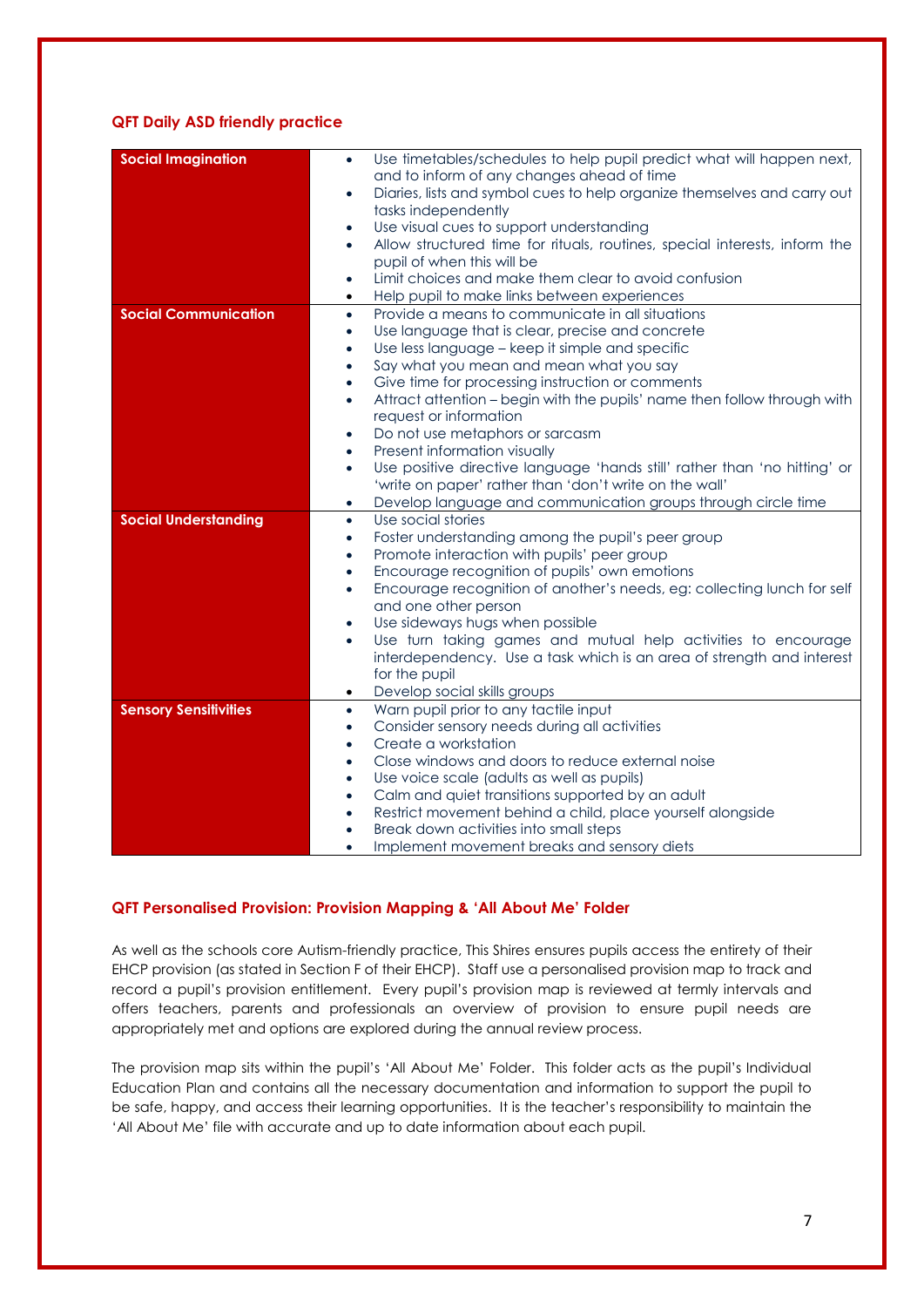### QFT Daily ASD friendly practice

| | |
|---|---|
| **Social Imagination** | • Use timetables/schedules to help pupil predict what will happen next, and to inform of any changes ahead of time<br>• Diaries, lists and symbol cues to help organize themselves and carry out tasks independently<br>• Use visual cues to support understanding<br>• Allow structured time for rituals, routines, special interests, inform the pupil of when this will be<br>• Limit choices and make them clear to avoid confusion<br>• Help pupil to make links between experiences |
| **Social Communication** | • Provide a means to communicate in all situations<br>• Use language that is clear, precise and concrete<br>• Use less language – keep it simple and specific<br>• Say what you mean and mean what you say<br>• Give time for processing instruction or comments<br>• Attract attention – begin with the pupils' name then follow through with request or information<br>• Do not use metaphors or sarcasm<br>• Present information visually<br>• Use positive directive language 'hands still' rather than 'no hitting' or 'write on paper' rather than 'don't write on the wall'<br>• Develop language and communication groups through circle time |
| **Social Understanding** | • Use social stories<br>• Foster understanding among the pupil's peer group<br>• Promote interaction with pupils' peer group<br>• Encourage recognition of pupils' own emotions<br>• Encourage recognition of another's needs, eg: collecting lunch for self and one other person<br>• Use sideways hugs when possible<br>• Use turn taking games and mutual help activities to encourage interdependency. Use a task which is an area of strength and interest for the pupil<br>• Develop social skills groups |
| **Sensory Sensitivities** | • Warn pupil prior to any tactile input<br>• Consider sensory needs during all activities<br>• Create a workstation<br>• Close windows and doors to reduce external noise<br>• Use voice scale (adults as well as pupils)<br>• Calm and quiet transitions supported by an adult<br>• Restrict movement behind a child, place yourself alongside<br>• Break down activities into small steps<br>• Implement movement breaks and sensory diets |

### QFT Personalised Provision: Provision Mapping & 'All About Me' Folder

As well as the schools core Autism-friendly practice, This Shires ensures pupils access the entirety of their EHCP provision (as stated in Section F of their EHCP). Staff use a personalised provision map to track and record a pupil's provision entitlement. Every pupil's provision map is reviewed at termly intervals and offers teachers, parents and professionals an overview of provision to ensure pupil needs are appropriately met and options are explored during the annual review process.

The provision map sits within the pupil's 'All About Me' Folder. This folder acts as the pupil's Individual Education Plan and contains all the necessary documentation and information to support the pupil to be safe, happy, and access their learning opportunities. It is the teacher's responsibility to maintain the 'All About Me' file with accurate and up to date information about each pupil.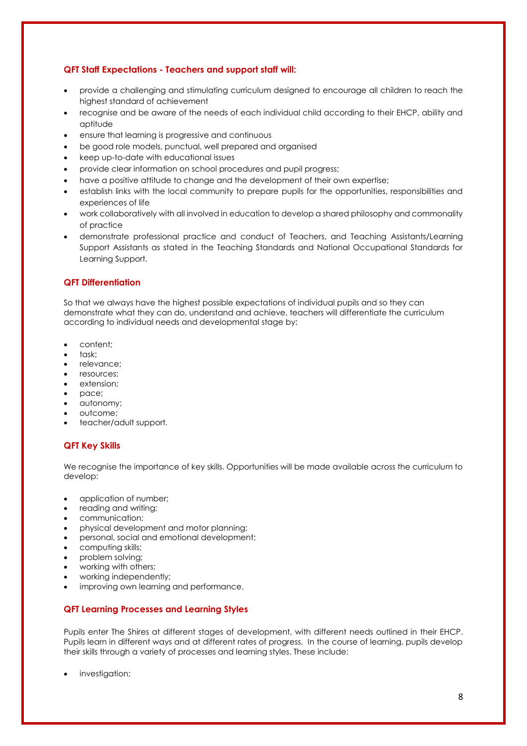### QFT Staff Expectations - Teachers and support staff will:

- provide a challenging and stimulating curriculum designed to encourage all children to reach the highest standard of achievement
- recognise and be aware of the needs of each individual child according to their EHCP, ability and aptitude
- ensure that learning is progressive and continuous
- be good role models, punctual, well prepared and organised
- keep up-to-date with educational issues
- provide clear information on school procedures and pupil progress;
- have a positive attitude to change and the development of their own expertise;
- establish links with the local community to prepare pupils for the opportunities, responsibilities and experiences of life
- work collaboratively with all involved in education to develop a shared philosophy and commonality of practice
- demonstrate professional practice and conduct of Teachers, and Teaching Assistants/Learning Support Assistants as stated in the Teaching Standards and National Occupational Standards for Learning Support.

### QFT Differentiation

So that we always have the highest possible expectations of individual pupils and so they can demonstrate what they can do, understand and achieve, teachers will differentiate the curriculum according to individual needs and developmental stage by:

- content;
- task;
- relevance;
- resources;
- extension;
- pace;
- autonomy;
- outcome;
- teacher/adult support.

### QFT Key Skills

We recognise the importance of key skills. Opportunities will be made available across the curriculum to develop:

- application of number;
- reading and writing;
- communication;
- physical development and motor planning;
- personal, social and emotional development;
- computing skills;
- problem solving;
- working with others;
- working independently;
- improving own learning and performance.

### QFT Learning Processes and Learning Styles

Pupils enter The Shires at different stages of development, with different needs outlined in their EHCP. Pupils learn in different ways and at different rates of progress. In the course of learning, pupils develop their skills through a variety of processes and learning styles. These include:

- investigation;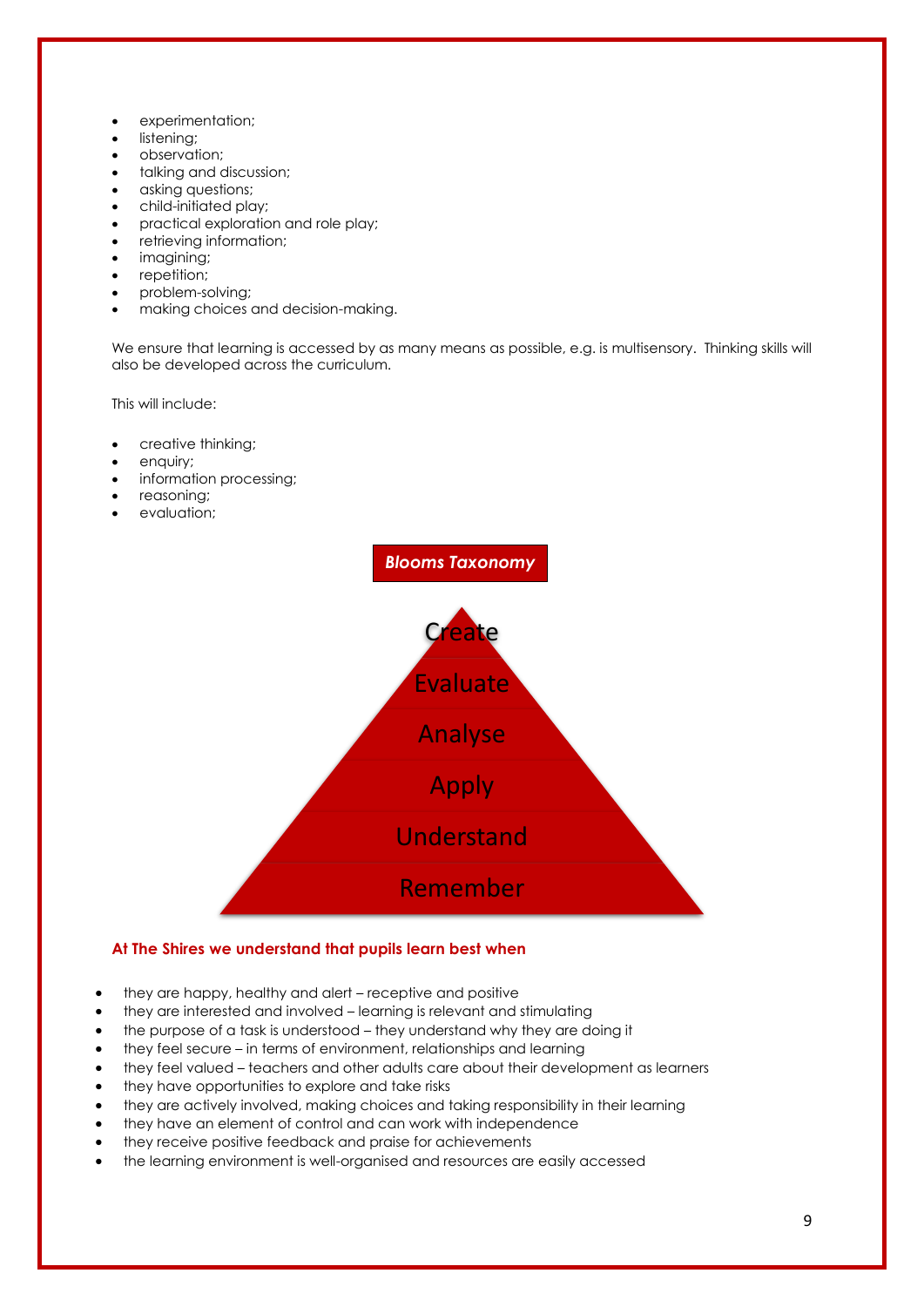- experimentation;
- listening;
- observation;
- talking and discussion;
- asking questions;
- child-initiated play;
- practical exploration and role play;
- retrieving information;
- imagining;
- repetition;
- problem-solving;
- making choices and decision-making.

We ensure that learning is accessed by as many means as possible, e.g. is multisensory. Thinking skills will also be developed across the curriculum.

This will include:

- creative thinking;
- enquiry;
- information processing;
- reasoning;
- evaluation;

***Blooms Taxonomy***

Create

Evaluate

Analyse

Apply

Understand

Remember

**At The Shires we understand that pupils learn best when**

- they are happy, healthy and alert – receptive and positive
- they are interested and involved – learning is relevant and stimulating
- the purpose of a task is understood – they understand why they are doing it
- they feel secure – in terms of environment, relationships and learning
- they feel valued – teachers and other adults care about their development as learners
- they have opportunities to explore and take risks
- they are actively involved, making choices and taking responsibility in their learning
- they have an element of control and can work with independence
- they receive positive feedback and praise for achievements
- the learning environment is well-organised and resources are easily accessed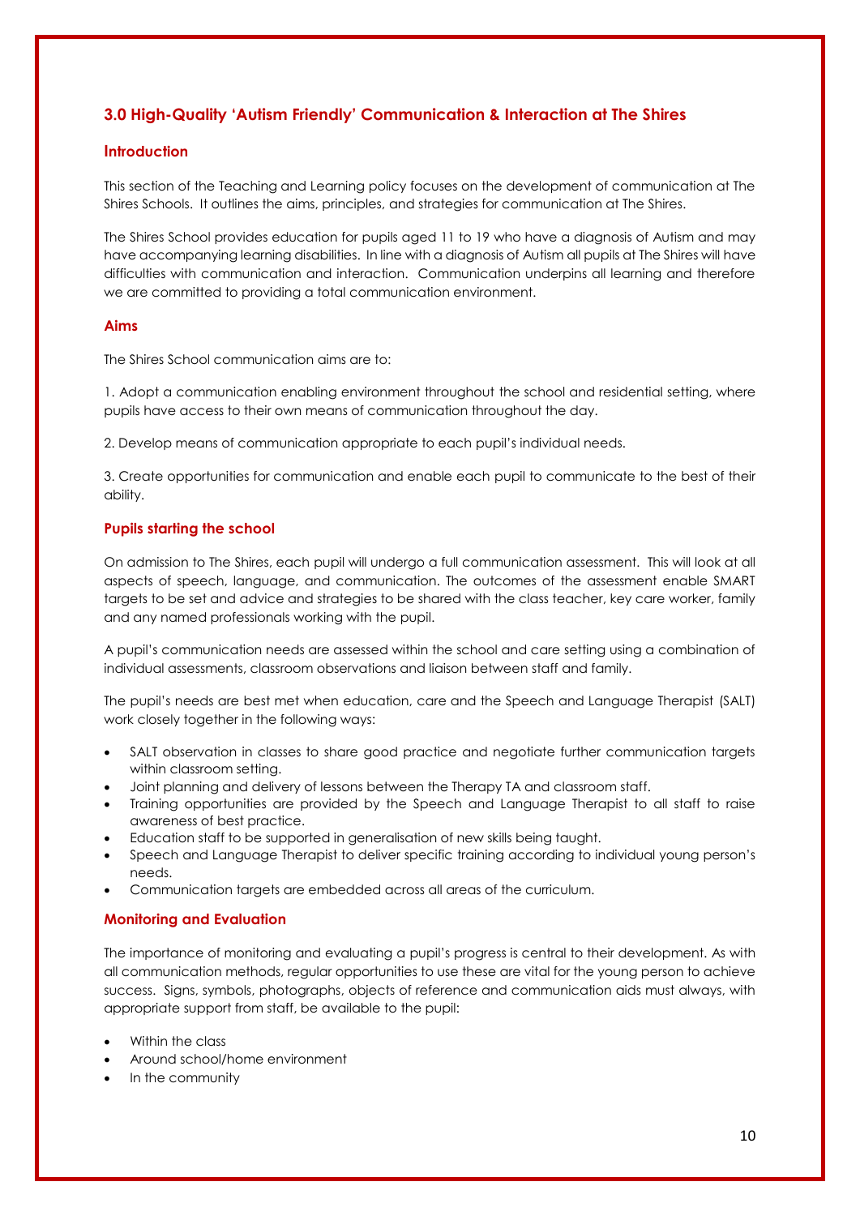## 3.0 High-Quality 'Autism Friendly' Communication & Interaction at The Shires

### Introduction

This section of the Teaching and Learning policy focuses on the development of communication at The Shires Schools. It outlines the aims, principles, and strategies for communication at The Shires.

The Shires School provides education for pupils aged 11 to 19 who have a diagnosis of Autism and may have accompanying learning disabilities. In line with a diagnosis of Autism all pupils at The Shires will have difficulties with communication and interaction. Communication underpins all learning and therefore we are committed to providing a total communication environment.

### Aims

The Shires School communication aims are to:

1. Adopt a communication enabling environment throughout the school and residential setting, where pupils have access to their own means of communication throughout the day.

2. Develop means of communication appropriate to each pupil's individual needs.

3. Create opportunities for communication and enable each pupil to communicate to the best of their ability.

### Pupils starting the school

On admission to The Shires, each pupil will undergo a full communication assessment. This will look at all aspects of speech, language, and communication. The outcomes of the assessment enable SMART targets to be set and advice and strategies to be shared with the class teacher, key care worker, family and any named professionals working with the pupil.

A pupil's communication needs are assessed within the school and care setting using a combination of individual assessments, classroom observations and liaison between staff and family.

The pupil's needs are best met when education, care and the Speech and Language Therapist (SALT) work closely together in the following ways:

- SALT observation in classes to share good practice and negotiate further communication targets within classroom setting.
- Joint planning and delivery of lessons between the Therapy TA and classroom staff.
- Training opportunities are provided by the Speech and Language Therapist to all staff to raise awareness of best practice.
- Education staff to be supported in generalisation of new skills being taught.
- Speech and Language Therapist to deliver specific training according to individual young person's needs.
- Communication targets are embedded across all areas of the curriculum.

### Monitoring and Evaluation

The importance of monitoring and evaluating a pupil's progress is central to their development. As with all communication methods, regular opportunities to use these are vital for the young person to achieve success. Signs, symbols, photographs, objects of reference and communication aids must always, with appropriate support from staff, be available to the pupil:

- Within the class
- Around school/home environment
- In the community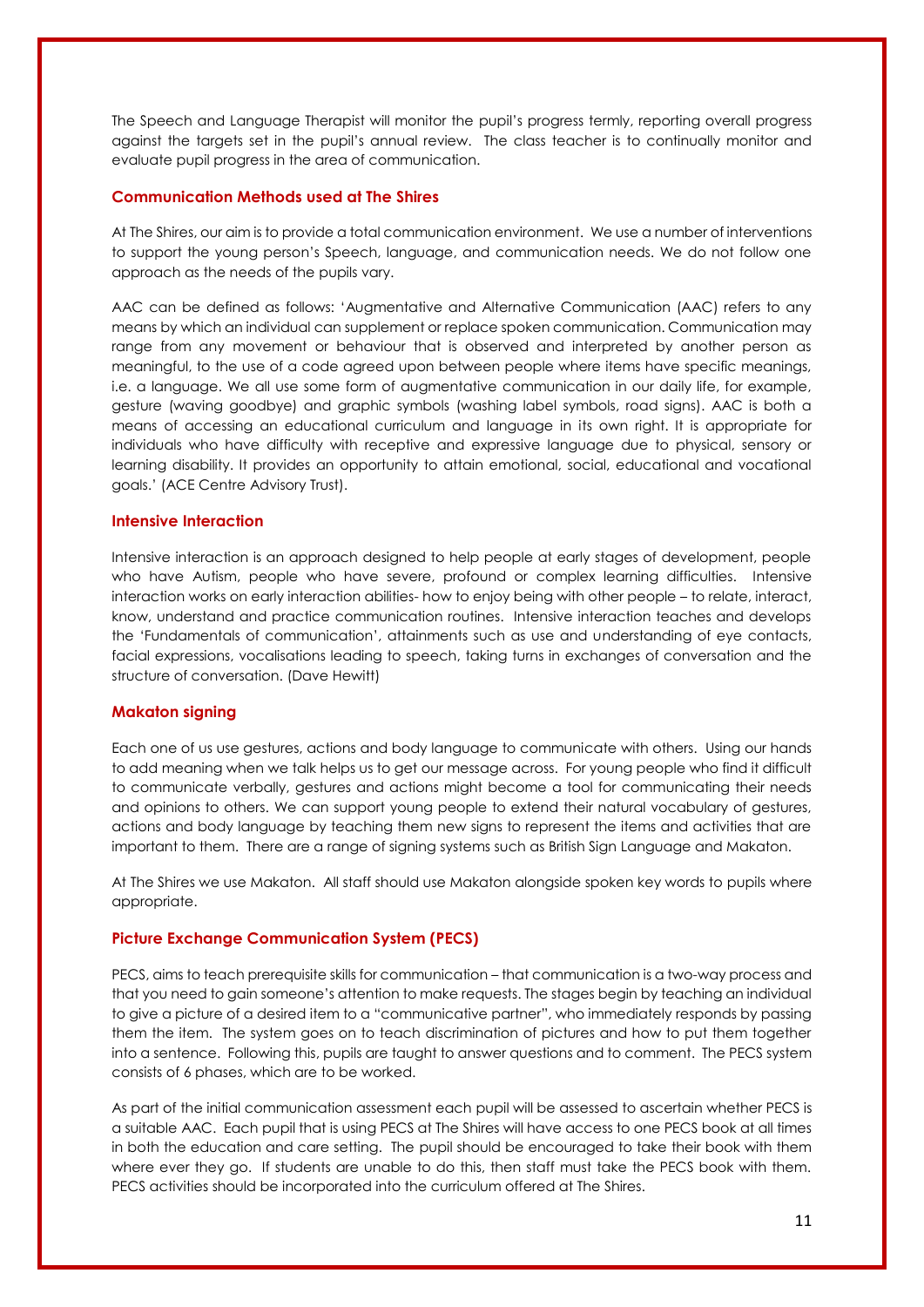The Speech and Language Therapist will monitor the pupil's progress termly, reporting overall progress against the targets set in the pupil's annual review. The class teacher is to continually monitor and evaluate pupil progress in the area of communication.

### Communication Methods used at The Shires

At The Shires, our aim is to provide a total communication environment. We use a number of interventions to support the young person's Speech, language, and communication needs. We do not follow one approach as the needs of the pupils vary.

AAC can be defined as follows: 'Augmentative and Alternative Communication (AAC) refers to any means by which an individual can supplement or replace spoken communication. Communication may range from any movement or behaviour that is observed and interpreted by another person as meaningful, to the use of a code agreed upon between people where items have specific meanings, i.e. a language. We all use some form of augmentative communication in our daily life, for example, gesture (waving goodbye) and graphic symbols (washing label symbols, road signs). AAC is both a means of accessing an educational curriculum and language in its own right. It is appropriate for individuals who have difficulty with receptive and expressive language due to physical, sensory or learning disability. It provides an opportunity to attain emotional, social, educational and vocational goals.' (ACE Centre Advisory Trust).

### Intensive Interaction

Intensive interaction is an approach designed to help people at early stages of development, people who have Autism, people who have severe, profound or complex learning difficulties. Intensive interaction works on early interaction abilities- how to enjoy being with other people – to relate, interact, know, understand and practice communication routines. Intensive interaction teaches and develops the 'Fundamentals of communication', attainments such as use and understanding of eye contacts, facial expressions, vocalisations leading to speech, taking turns in exchanges of conversation and the structure of conversation. (Dave Hewitt)

### Makaton signing

Each one of us use gestures, actions and body language to communicate with others. Using our hands to add meaning when we talk helps us to get our message across. For young people who find it difficult to communicate verbally, gestures and actions might become a tool for communicating their needs and opinions to others. We can support young people to extend their natural vocabulary of gestures, actions and body language by teaching them new signs to represent the items and activities that are important to them. There are a range of signing systems such as British Sign Language and Makaton.

At The Shires we use Makaton. All staff should use Makaton alongside spoken key words to pupils where appropriate.

### Picture Exchange Communication System (PECS)

PECS, aims to teach prerequisite skills for communication – that communication is a two-way process and that you need to gain someone's attention to make requests. The stages begin by teaching an individual to give a picture of a desired item to a "communicative partner", who immediately responds by passing them the item. The system goes on to teach discrimination of pictures and how to put them together into a sentence. Following this, pupils are taught to answer questions and to comment. The PECS system consists of 6 phases, which are to be worked.

As part of the initial communication assessment each pupil will be assessed to ascertain whether PECS is a suitable AAC. Each pupil that is using PECS at The Shires will have access to one PECS book at all times in both the education and care setting. The pupil should be encouraged to take their book with them where ever they go. If students are unable to do this, then staff must take the PECS book with them. PECS activities should be incorporated into the curriculum offered at The Shires.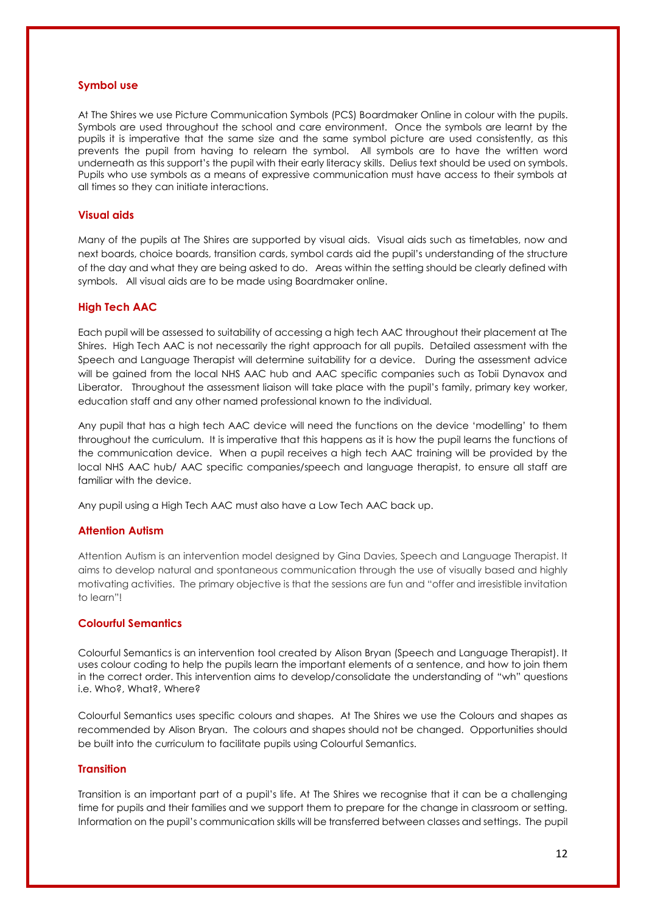## Symbol use

At The Shires we use Picture Communication Symbols (PCS) Boardmaker Online in colour with the pupils. Symbols are used throughout the school and care environment. Once the symbols are learnt by the pupils it is imperative that the same size and the same symbol picture are used consistently, as this prevents the pupil from having to relearn the symbol. All symbols are to have the written word underneath as this support's the pupil with their early literacy skills. Delius text should be used on symbols. Pupils who use symbols as a means of expressive communication must have access to their symbols at all times so they can initiate interactions.

## Visual aids

Many of the pupils at The Shires are supported by visual aids. Visual aids such as timetables, now and next boards, choice boards, transition cards, symbol cards aid the pupil's understanding of the structure of the day and what they are being asked to do. Areas within the setting should be clearly defined with symbols. All visual aids are to be made using Boardmaker online.

## High Tech AAC

Each pupil will be assessed to suitability of accessing a high tech AAC throughout their placement at The Shires. High Tech AAC is not necessarily the right approach for all pupils. Detailed assessment with the Speech and Language Therapist will determine suitability for a device. During the assessment advice will be gained from the local NHS AAC hub and AAC specific companies such as Tobii Dynavox and Liberator. Throughout the assessment liaison will take place with the pupil's family, primary key worker, education staff and any other named professional known to the individual.

Any pupil that has a high tech AAC device will need the functions on the device 'modelling' to them throughout the curriculum. It is imperative that this happens as it is how the pupil learns the functions of the communication device. When a pupil receives a high tech AAC training will be provided by the local NHS AAC hub/ AAC specific companies/speech and language therapist, to ensure all staff are familiar with the device.

Any pupil using a High Tech AAC must also have a Low Tech AAC back up.

## Attention Autism

Attention Autism is an intervention model designed by Gina Davies, Speech and Language Therapist. It aims to develop natural and spontaneous communication through the use of visually based and highly motivating activities. The primary objective is that the sessions are fun and "offer and irresistible invitation to learn"!

## Colourful Semantics

Colourful Semantics is an intervention tool created by Alison Bryan (Speech and Language Therapist). It uses colour coding to help the pupils learn the important elements of a sentence, and how to join them in the correct order. This intervention aims to develop/consolidate the understanding of "wh" questions i.e. Who?, What?, Where?

Colourful Semantics uses specific colours and shapes. At The Shires we use the Colours and shapes as recommended by Alison Bryan. The colours and shapes should not be changed. Opportunities should be built into the curriculum to facilitate pupils using Colourful Semantics.

## Transition

Transition is an important part of a pupil's life. At The Shires we recognise that it can be a challenging time for pupils and their families and we support them to prepare for the change in classroom or setting. Information on the pupil's communication skills will be transferred between classes and settings. The pupil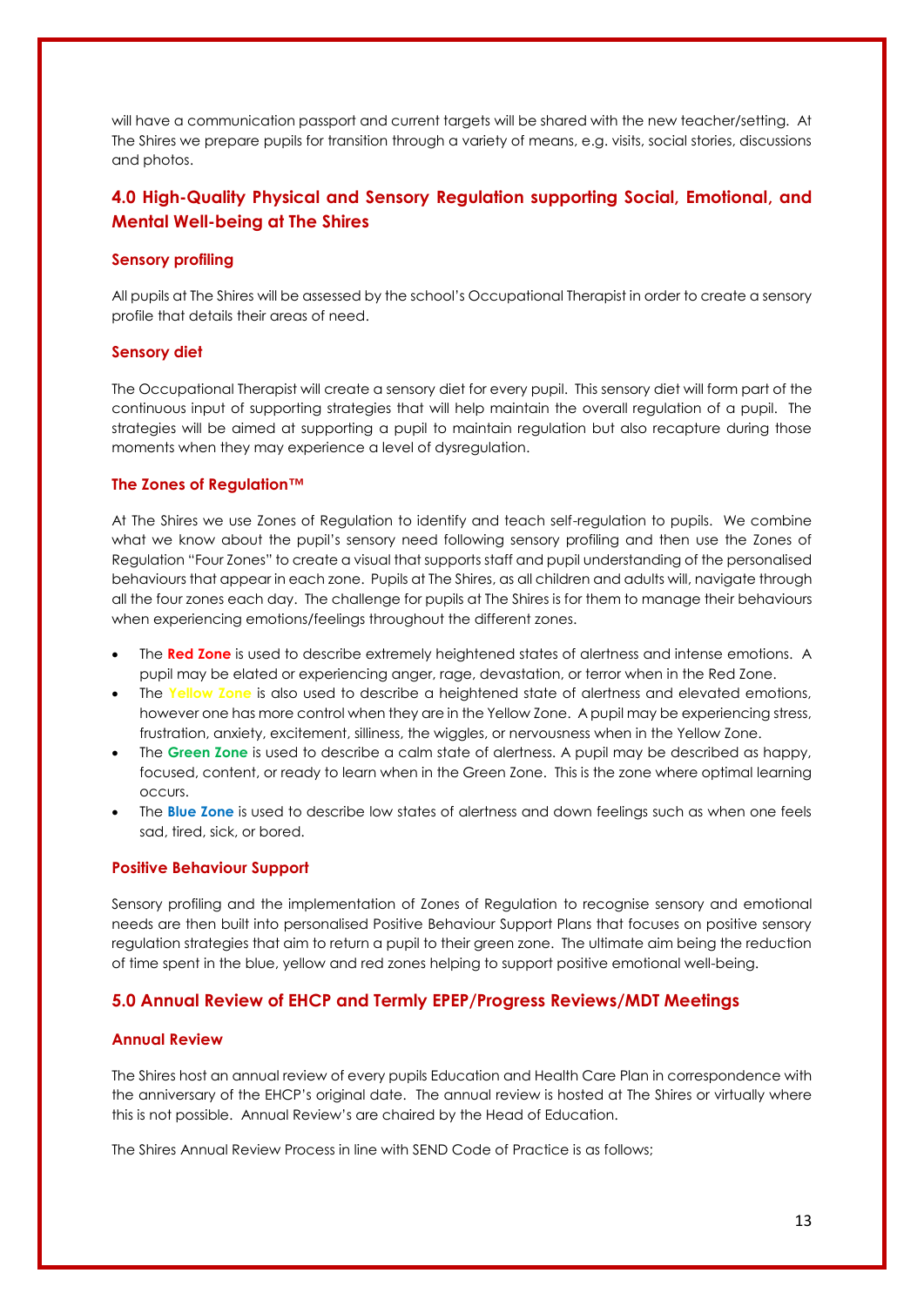will have a communication passport and current targets will be shared with the new teacher/setting. At The Shires we prepare pupils for transition through a variety of means, e.g. visits, social stories, discussions and photos.

## 4.0 High-Quality Physical and Sensory Regulation supporting Social, Emotional, and Mental Well-being at The Shires

### Sensory profiling

All pupils at The Shires will be assessed by the school's Occupational Therapist in order to create a sensory profile that details their areas of need.

### Sensory diet

The Occupational Therapist will create a sensory diet for every pupil. This sensory diet will form part of the continuous input of supporting strategies that will help maintain the overall regulation of a pupil. The strategies will be aimed at supporting a pupil to maintain regulation but also recapture during those moments when they may experience a level of dysregulation.

### The Zones of Regulation™

At The Shires we use Zones of Regulation to identify and teach self-regulation to pupils. We combine what we know about the pupil's sensory need following sensory profiling and then use the Zones of Regulation "Four Zones" to create a visual that supports staff and pupil understanding of the personalised behaviours that appear in each zone. Pupils at The Shires, as all children and adults will, navigate through all the four zones each day. The challenge for pupils at The Shires is for them to manage their behaviours when experiencing emotions/feelings throughout the different zones.

- The **Red Zone** is used to describe extremely heightened states of alertness and intense emotions. A pupil may be elated or experiencing anger, rage, devastation, or terror when in the Red Zone.
- The **Yellow Zone** is also used to describe a heightened state of alertness and elevated emotions, however one has more control when they are in the Yellow Zone. A pupil may be experiencing stress, frustration, anxiety, excitement, silliness, the wiggles, or nervousness when in the Yellow Zone.
- The **Green Zone** is used to describe a calm state of alertness. A pupil may be described as happy, focused, content, or ready to learn when in the Green Zone. This is the zone where optimal learning occurs.
- The **Blue Zone** is used to describe low states of alertness and down feelings such as when one feels sad, tired, sick, or bored.

### Positive Behaviour Support

Sensory profiling and the implementation of Zones of Regulation to recognise sensory and emotional needs are then built into personalised Positive Behaviour Support Plans that focuses on positive sensory regulation strategies that aim to return a pupil to their green zone. The ultimate aim being the reduction of time spent in the blue, yellow and red zones helping to support positive emotional well-being.

## 5.0 Annual Review of EHCP and Termly EPEP/Progress Reviews/MDT Meetings

### Annual Review

The Shires host an annual review of every pupils Education and Health Care Plan in correspondence with the anniversary of the EHCP's original date. The annual review is hosted at The Shires or virtually where this is not possible. Annual Review's are chaired by the Head of Education.

The Shires Annual Review Process in line with SEND Code of Practice is as follows;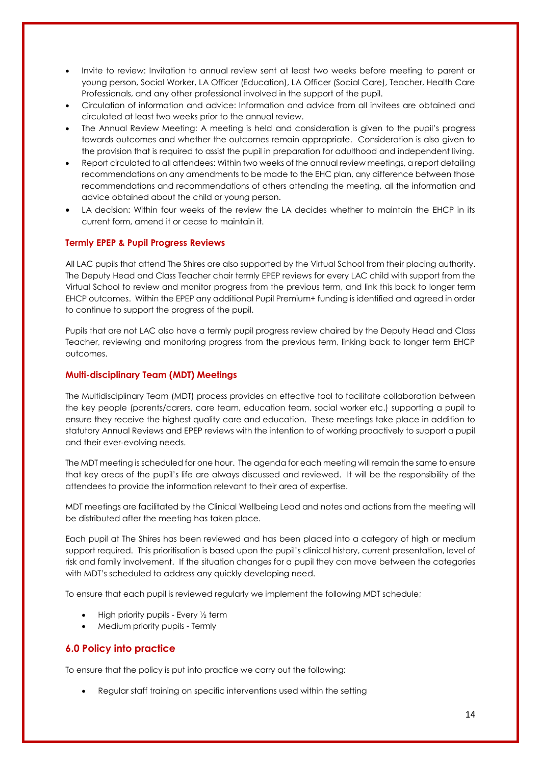- Invite to review: Invitation to annual review sent at least two weeks before meeting to parent or young person, Social Worker, LA Officer (Education), LA Officer (Social Care), Teacher, Health Care Professionals, and any other professional involved in the support of the pupil.
- Circulation of information and advice: Information and advice from all invitees are obtained and circulated at least two weeks prior to the annual review.
- The Annual Review Meeting: A meeting is held and consideration is given to the pupil's progress towards outcomes and whether the outcomes remain appropriate. Consideration is also given to the provision that is required to assist the pupil in preparation for adulthood and independent living.
- Report circulated to all attendees: Within two weeks of the annual review meetings, a report detailing recommendations on any amendments to be made to the EHC plan, any difference between those recommendations and recommendations of others attending the meeting, all the information and advice obtained about the child or young person.
- LA decision: Within four weeks of the review the LA decides whether to maintain the EHCP in its current form, amend it or cease to maintain it.

### Termly EPEP & Pupil Progress Reviews

All LAC pupils that attend The Shires are also supported by the Virtual School from their placing authority. The Deputy Head and Class Teacher chair termly EPEP reviews for every LAC child with support from the Virtual School to review and monitor progress from the previous term, and link this back to longer term EHCP outcomes. Within the EPEP any additional Pupil Premium+ funding is identified and agreed in order to continue to support the progress of the pupil.

Pupils that are not LAC also have a termly pupil progress review chaired by the Deputy Head and Class Teacher, reviewing and monitoring progress from the previous term, linking back to longer term EHCP outcomes.

### Multi-disciplinary Team (MDT) Meetings

The Multidisciplinary Team (MDT) process provides an effective tool to facilitate collaboration between the key people (parents/carers, care team, education team, social worker etc.) supporting a pupil to ensure they receive the highest quality care and education. These meetings take place in addition to statutory Annual Reviews and EPEP reviews with the intention to of working proactively to support a pupil and their ever-evolving needs.

The MDT meeting is scheduled for one hour. The agenda for each meeting will remain the same to ensure that key areas of the pupil's life are always discussed and reviewed. It will be the responsibility of the attendees to provide the information relevant to their area of expertise.

MDT meetings are facilitated by the Clinical Wellbeing Lead and notes and actions from the meeting will be distributed after the meeting has taken place.

Each pupil at The Shires has been reviewed and has been placed into a category of high or medium support required. This prioritisation is based upon the pupil's clinical history, current presentation, level of risk and family involvement. If the situation changes for a pupil they can move between the categories with MDT's scheduled to address any quickly developing need.

To ensure that each pupil is reviewed regularly we implement the following MDT schedule;

- High priority pupils - Every ½ term
- Medium priority pupils - Termly

## 6.0 Policy into practice

To ensure that the policy is put into practice we carry out the following:

- Regular staff training on specific interventions used within the setting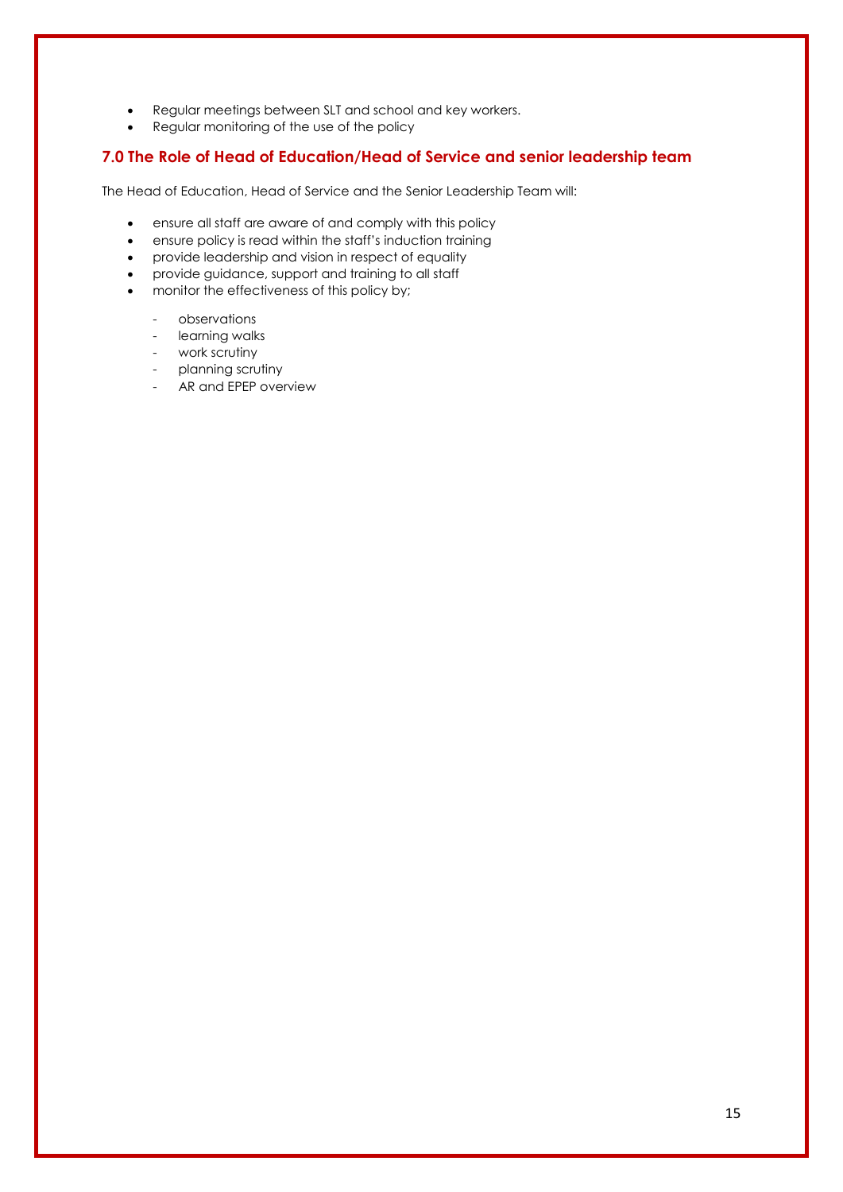- Regular meetings between SLT and school and key workers.
- Regular monitoring of the use of the policy

## 7.0 The Role of Head of Education/Head of Service and senior leadership team

The Head of Education, Head of Service and the Senior Leadership Team will:

- ensure all staff are aware of and comply with this policy
- ensure policy is read within the staff's induction training
- provide leadership and vision in respect of equality
- provide guidance, support and training to all staff
- monitor the effectiveness of this policy by;

    - observations
    - learning walks
    - work scrutiny
    - planning scrutiny
    - AR and EPEP overview